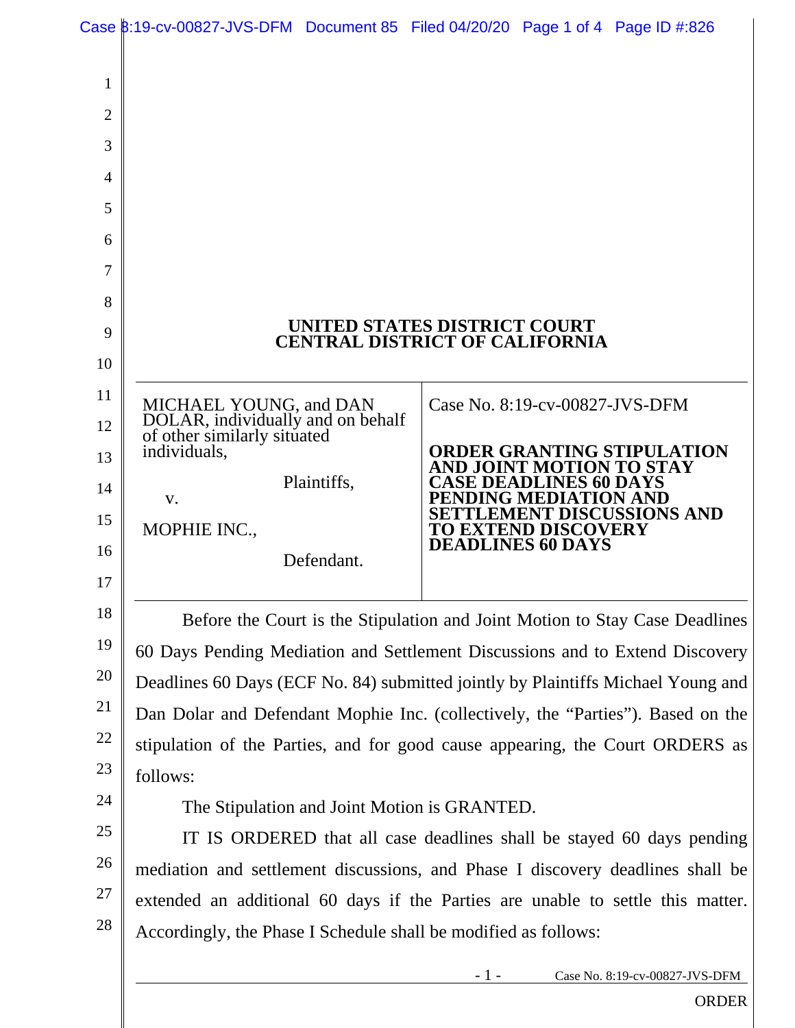**UNITED STATES DISTRICT COURT**
**CENTRAL DISTRICT OF CALIFORNIA**

| | |
|---|---|
| MICHAEL YOUNG, and DAN DOLAR, individually and on behalf of other similarly situated individuals,<br><br>Plaintiffs,<br><br>v.<br><br>MOPHIE INC.,<br><br>Defendant. | Case No. 8:19-cv-00827-JVS-DFM<br><br>**ORDER GRANTING STIPULATION AND JOINT MOTION TO STAY CASE DEADLINES 60 DAYS PENDING MEDIATION AND SETTLEMENT DISCUSSIONS AND TO EXTEND DISCOVERY DEADLINES 60 DAYS** |

Before the Court is the Stipulation and Joint Motion to Stay Case Deadlines 60 Days Pending Mediation and Settlement Discussions and to Extend Discovery Deadlines 60 Days (ECF No. 84) submitted jointly by Plaintiffs Michael Young and Dan Dolar and Defendant Mophie Inc. (collectively, the "Parties"). Based on the stipulation of the Parties, and for good cause appearing, the Court ORDERS as follows:

The Stipulation and Joint Motion is GRANTED.

IT IS ORDERED that all case deadlines shall be stayed 60 days pending mediation and settlement discussions, and Phase I discovery deadlines shall be extended an additional 60 days if the Parties are unable to settle this matter. Accordingly, the Phase I Schedule shall be modified as follows: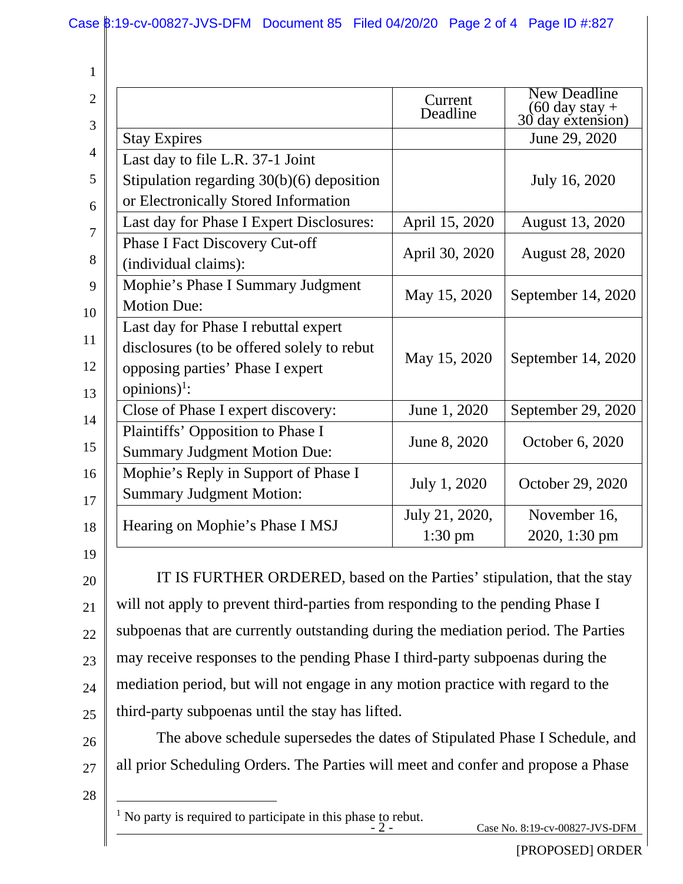| | Current Deadline | New Deadline (60 day stay + 30 day extension) |
|---|---|---|
| Stay Expires | | June 29, 2020 |
| Last day to file L.R. 37-1 Joint Stipulation regarding 30(b)(6) deposition or Electronically Stored Information | | July 16, 2020 |
| Last day for Phase I Expert Disclosures: | April 15, 2020 | August 13, 2020 |
| Phase I Fact Discovery Cut-off (individual claims): | April 30, 2020 | August 28, 2020 |
| Mophie's Phase I Summary Judgment Motion Due: | May 15, 2020 | September 14, 2020 |
| Last day for Phase I rebuttal expert disclosures (to be offered solely to rebut opposing parties' Phase I expert opinions)[1]: | May 15, 2020 | September 14, 2020 |
| Close of Phase I expert discovery: | June 1, 2020 | September 29, 2020 |
| Plaintiffs' Opposition to Phase I Summary Judgment Motion Due: | June 8, 2020 | October 6, 2020 |
| Mophie's Reply in Support of Phase I Summary Judgment Motion: | July 1, 2020 | October 29, 2020 |
| Hearing on Mophie's Phase I MSJ | July 21, 2020, 1:30 pm | November 16, 2020, 1:30 pm |

IT IS FURTHER ORDERED, based on the Parties' stipulation, that the stay will not apply to prevent third-parties from responding to the pending Phase I subpoenas that are currently outstanding during the mediation period. The Parties may receive responses to the pending Phase I third-party subpoenas during the mediation period, but will not engage in any motion practice with regard to the third-party subpoenas until the stay has lifted.

The above schedule supersedes the dates of Stipulated Phase I Schedule, and all prior Scheduling Orders. The Parties will meet and confer and propose a Phase

[1] No party is required to participate in this phase to rebut.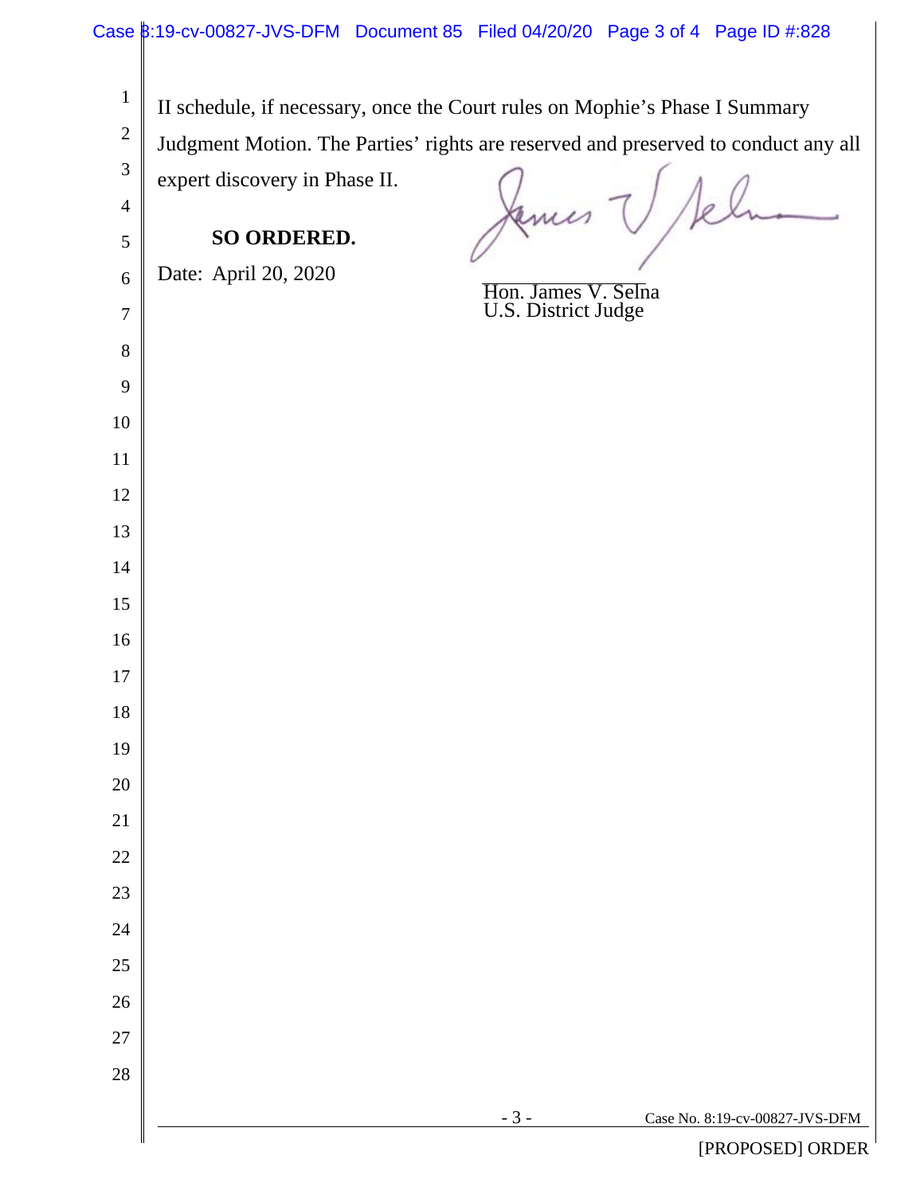II schedule, if necessary, once the Court rules on Mophie's Phase I Summary Judgment Motion. The Parties' rights are reserved and preserved to conduct any all expert discovery in Phase II.

**SO ORDERED.**

Date: April 20, 2020

Hon. James V. Selna
U.S. District Judge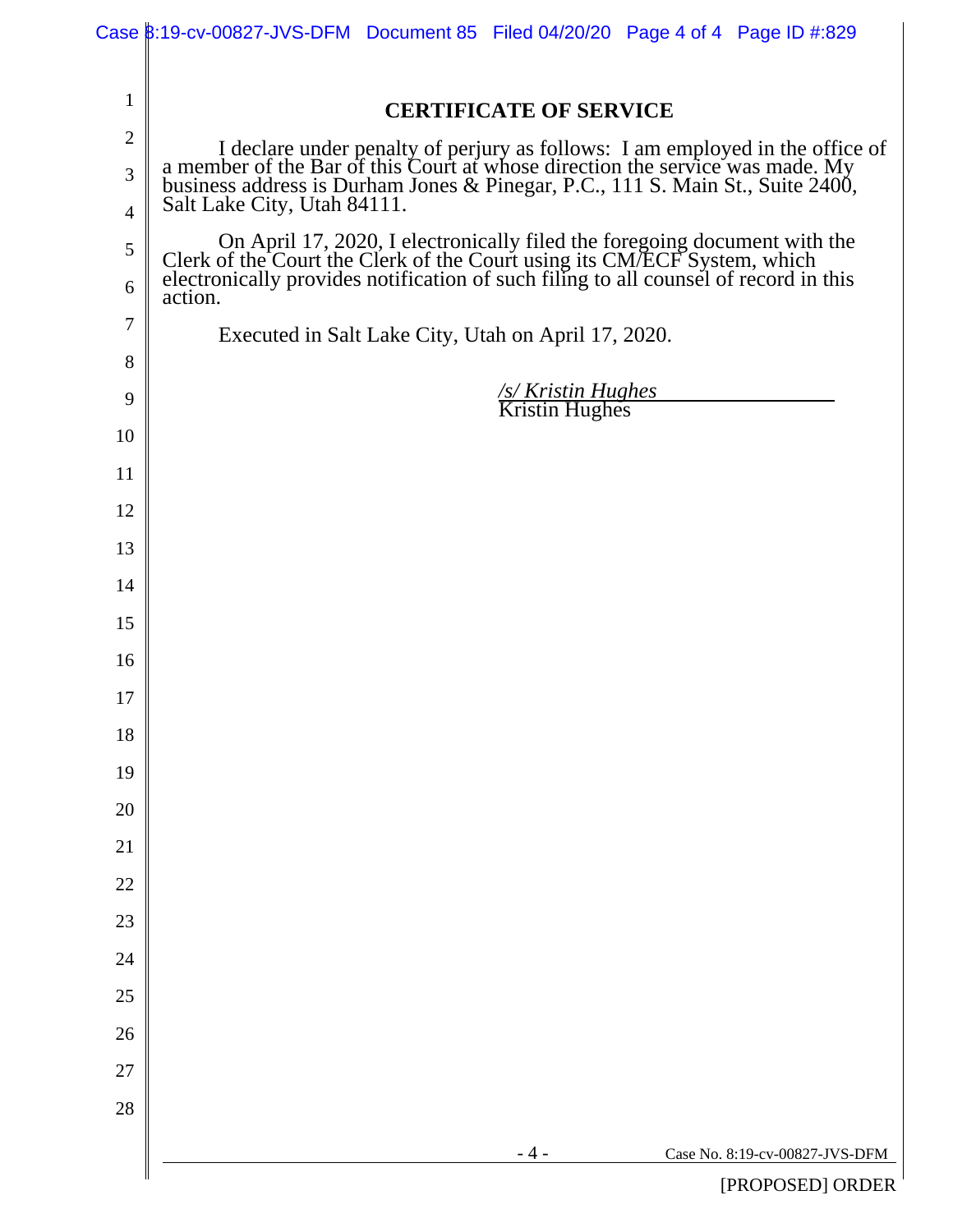## CERTIFICATE OF SERVICE

I declare under penalty of perjury as follows: I am employed in the office of a member of the Bar of this Court at whose direction the service was made. My business address is Durham Jones & Pinegar, P.C., 111 S. Main St., Suite 2400, Salt Lake City, Utah 84111.

On April 17, 2020, I electronically filed the foregoing document with the Clerk of the Court the Clerk of the Court using its CM/ECF System, which electronically provides notification of such filing to all counsel of record in this action.

Executed in Salt Lake City, Utah on April 17, 2020.

*/s/ Kristin Hughes*
Kristin Hughes

[PROPOSED] ORDER